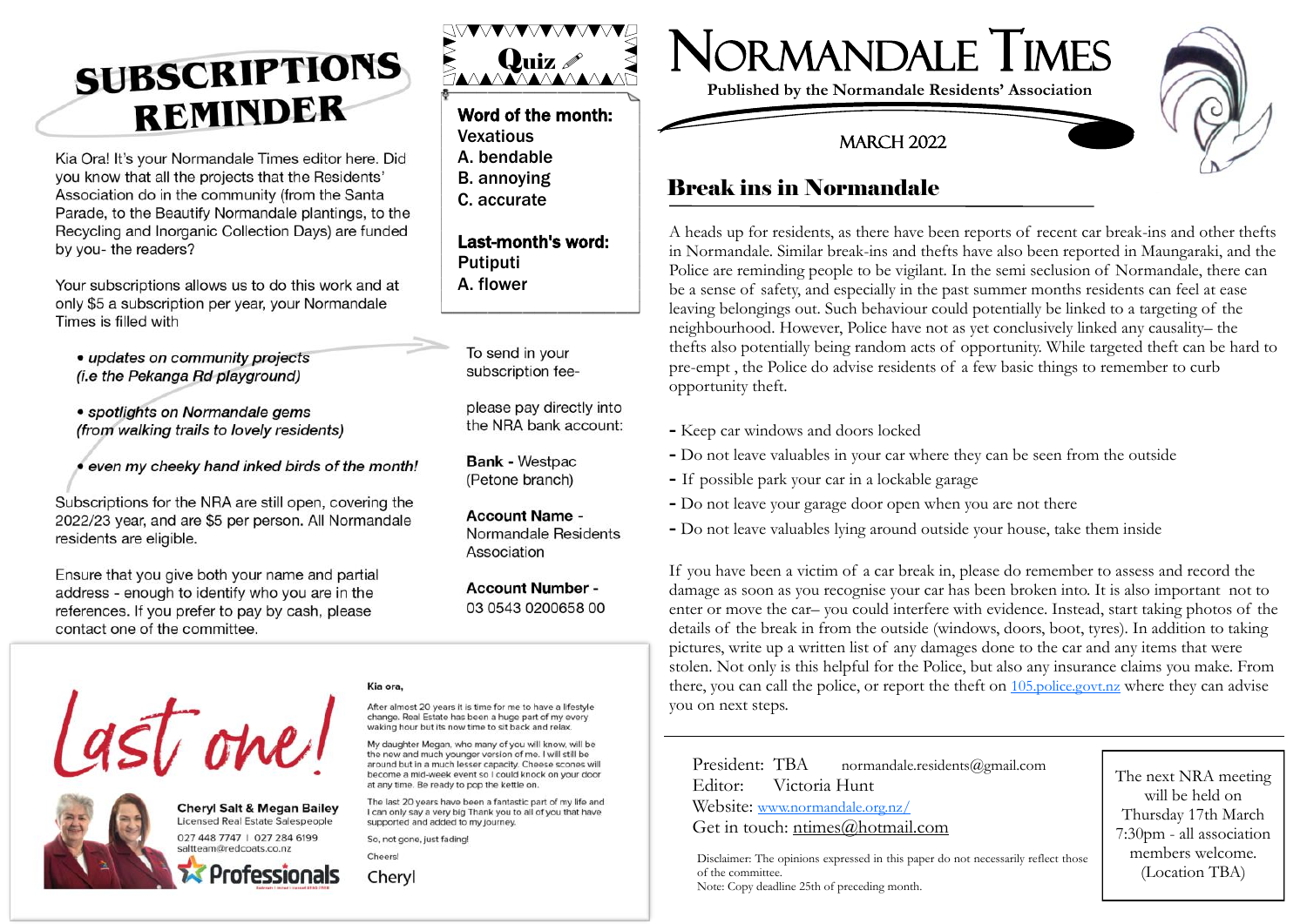# Normandale Times

**Published by the Normandale Residents' Association**

MARCH 2022

## Break ins in Normandale

A heads up for residents, as there have been reports of recent car break-ins and other thefts in Normandale. Similar break-ins and thefts have also been reported in Maungaraki, and the Police are reminding people to be vigilant. In the semi seclusion of Normandale, there can be a sense of safety, and especially in the past summer months residents can feel at ease leaving belongings out. Such behaviour could potentially be linked to a targeting of the neighbourhood. However, Police have not as yet conclusively linked any causality– the thefts also potentially being random acts of opportunity. While targeted theft can be hard to pre-empt , the Police do advise residents of a few basic things to remember to curb opportunity theft.

- Keep car windows and doors locked
- Do not leave valuables in your car where they can be seen from the outside
- If possible park your car in a lockable garage
- Do not leave your garage door open when you are not there
- Do not leave valuables lying around outside your house, take them inside

If you have been a victim of a car break in, please do remember to assess and record the damage as soon as you recognise your car has been broken into. It is also important not to enter or move the car– you could interfere with evidence. Instead, start taking photos of the details of the break in from the outside (windows, doors, boot, tyres). In addition to taking pictures, write up a written list of any damages done to the car and any items that were stolen. Not only is this helpful for the Police, but also any insurance claims you make. From there, you can call the police, or report the theft on 105.police.govt.nz where they can advise you on next steps.

President: TBA normandale.residents@gmail.com
Editor: Victoria Hunt
Website: www.normandale.org.nz/
Get in touch: ntimes@hotmail.com

Disclaimer: The opinions expressed in this paper do not necessarily reflect those of the committee.
Note: Copy deadline 25th of preceding month.

The next NRA meeting will be held on Thursday 17th March 7:30pm - all association members welcome. (Location TBA)

## SUBSCRIPTIONS REMINDER

Kia Ora! It's your Normandale Times editor here. Did you know that all the projects that the Residents' Association do in the community (from the Santa Parade, to the Beautify Normandale plantings, to the Recycling and Inorganic Collection Days) are funded by you- the readers?

Your subscriptions allows us to do this work and at only $5 a subscription per year, your Normandale Times is filled with

- *updates on community projects (i.e the Pekanga Rd playground)*
- *spotlights on Normandale gems (from walking trails to lovely residents)*
- *even my cheeky hand inked birds of the month!*

Subscriptions for the NRA are still open, covering the 2022/23 year, and are $5 per person. All Normandale residents are eligible.

Ensure that you give both your name and partial address - enough to identify who you are in the references. If you prefer to pay by cash, please contact one of the committee.

To send in your subscription fee-

please pay directly into the NRA bank account:

**Bank** - Westpac (Petone branch)

**Account Name** - Normandale Residents Association

**Account Number** - 03 0543 0200658 00

## Quiz

**Word of the month:**
Vexatious
A. bendable
B. annoying
C. accurate

**Last-month's word:**
Putiputi
A. flower

Last one!

Cheryl Salt & Megan Bailey
Licensed Real Estate Salespeople
027 448 7747 | 027 284 6199
saltteam@redcoats.co.nz
Professionals

Kia ora,

After almost 20 years it is time for me to have a lifestyle change. Real Estate has been a huge part of my every waking hour but its now time to sit back and relax.

My daughter Megan, who many of you will know, will be the new and much younger version of me. I will still be around but in a much lesser capacity. Cheese scones will become a mid-week event so I could knock on your door at any time. Be ready to pop the kettle on.

The last 20 years have been a fantastic part of my life and I can only say a very big Thank you to all of you that have supported and added to my journey.

So, not gone, just fading!

Cheers!

Cheryl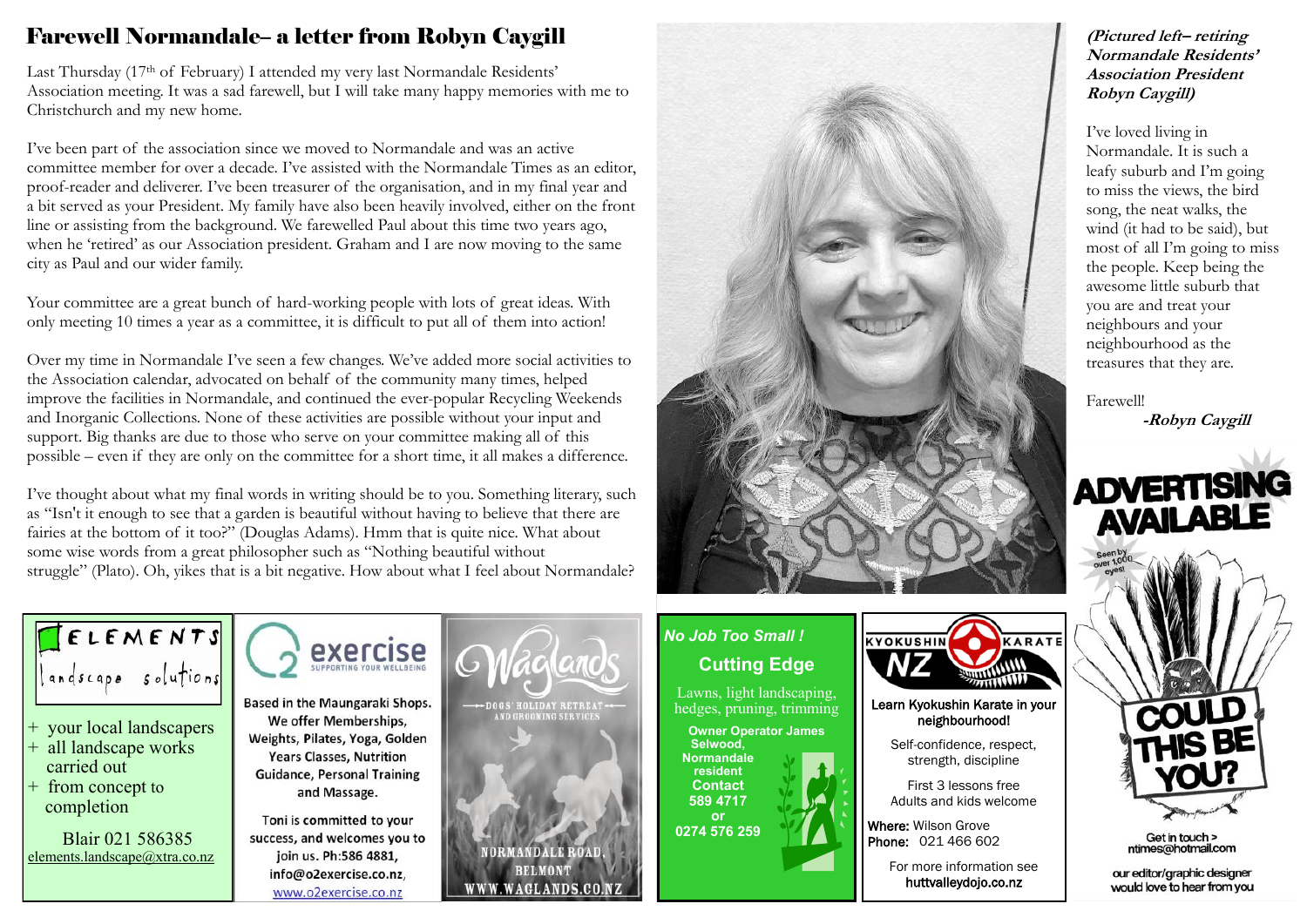# Farewell Normandale– a letter from Robyn Caygill

Last Thursday (17th of February) I attended my very last Normandale Residents' Association meeting. It was a sad farewell, but I will take many happy memories with me to Christchurch and my new home.

I've been part of the association since we moved to Normandale and was an active committee member for over a decade. I've assisted with the Normandale Times as an editor, proof-reader and deliverer. I've been treasurer of the organisation, and in my final year and a bit served as your President. My family have also been heavily involved, either on the front line or assisting from the background. We farewelled Paul about this time two years ago, when he 'retired' as our Association president. Graham and I are now moving to the same city as Paul and our wider family.

Your committee are a great bunch of hard-working people with lots of great ideas. With only meeting 10 times a year as a committee, it is difficult to put all of them into action!

Over my time in Normandale I've seen a few changes. We've added more social activities to the Association calendar, advocated on behalf of the community many times, helped improve the facilities in Normandale, and continued the ever-popular Recycling Weekends and Inorganic Collections. None of these activities are possible without your input and support. Big thanks are due to those who serve on your committee making all of this possible – even if they are only on the committee for a short time, it all makes a difference.

I've thought about what my final words in writing should be to you. Something literary, such as "Isn't it enough to see that a garden is beautiful without having to believe that there are fairies at the bottom of it too?" (Douglas Adams). Hmm that is quite nice. What about some wise words from a great philosopher such as "Nothing beautiful without struggle" (Plato). Oh, yikes that is a bit negative. How about what I feel about Normandale?

***(Pictured left– retiring Normandale Residents' Association President Robyn Caygill)***

I've loved living in Normandale. It is such a leafy suburb and I'm going to miss the views, the bird song, the neat walks, the wind (it had to be said), but most of all I'm going to miss the people. Keep being the awesome little suburb that you are and treat your neighbours and your neighbourhood as the treasures that they are.

Farewell!

***-Robyn Caygill***

---

**ELEMENTS landscape solutions**

- your local landscapers
- all landscape works carried out
- from concept to completion

Blair 021 586385
elements.landscape@xtra.co.nz

---

**O2 exercise** SUPPORTING YOUR WELLBEING

Based in the Maungaraki Shops. We offer Memberships, Weights, Pilates, Yoga, Golden Years Classes, Nutrition Guidance, Personal Training and Massage.

Toni is committed to your success, and welcomes you to join us. Ph:586 4881, info@o2exercise.co.nz, www.o2exercise.co.nz

---

**Waglands**
DOGS' HOLIDAY RETREAT AND GROOMING SERVICES
NORMANDALE ROAD, BELMONT
WWW.WAGLANDS.CO.NZ

---

***No Job Too Small !***

**Cutting Edge**

Lawns, light landscaping, hedges, pruning, trimming

**Owner Operator James Selwood, Normandale resident**
**Contact 589 4717 or 0274 576 259**

---

**KYOKUSHIN KARATE NZ**

Learn Kyokushin Karate in your neighbourhood!

Self-confidence, respect, strength, discipline

First 3 lessons free
Adults and kids welcome

**Where:** Wilson Grove
**Phone:** 021 466 602

For more information see huttvalleydojo.co.nz

---

**ADVERTISING AVAILABLE**

Seen by over 1,000 eyes!

**COULD THIS BE YOU?**

Get in touch > ntimes@hotmail.com

our editor/graphic designer would love to hear from you